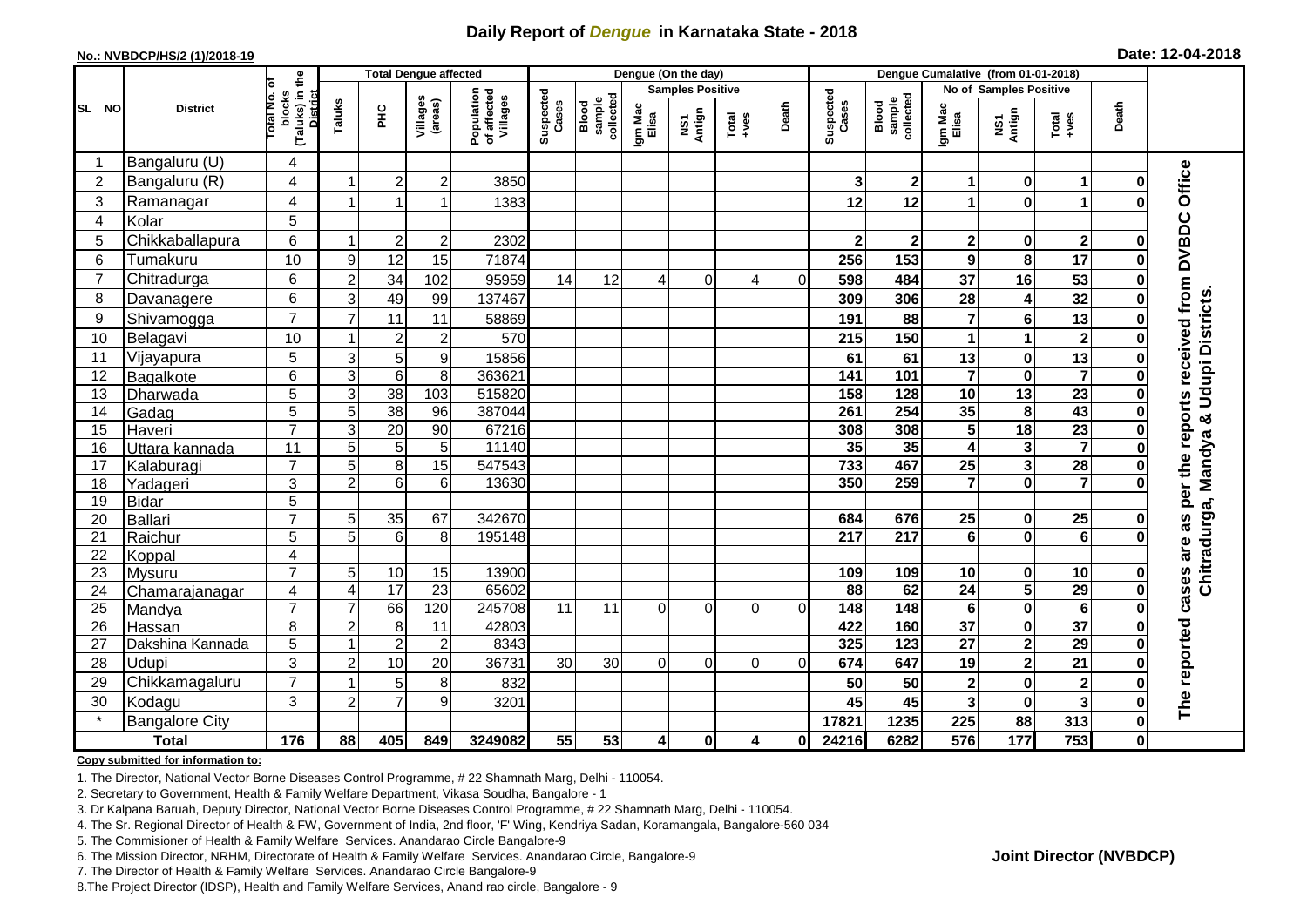# Daily Report of *Dengue* in Karnataka State - 2018

**No.: NVBDCP/HS/2 (1)/2018-19**

**Date: 12-04-2018**

| SL NO | District | Total No. of blocks (Taluks) in the District | Total Dengue affected | | | | Dengue (On the day) | | | | | | | Dengue Cumalative (from 01-01-2018) | | | | | | | |
|---|---|---|---|---|---|---|---|---|---|---|---|---|---|---|---|---|---|---|---|---|
| | | | Taluks | PHC | Villages (areas) | Population of affected Villages | Suspected Cases | Blood sample collected | Samples Positive | | | Death | Suspected Cases | Blood sample collected | No of Samples Positive | | | Death | |
| | | | | | | | | | Igm Mac Elisa | NS1 Antign | Total +ves | | | | Igm Mac Elisa | NS1 Antign | Total +ves | | |
| 1 | Bangaluru (U) | 4 | | | | | | | | | | | | | | | | | The reported cases are as per the reports received from DVBDC Office Chitradurga, Mandya & Udupi Districts. |
| 2 | Bangaluru (R) | 4 | 1 | 2 | 2 | 3850 | | | | | | | 3 | 2 | 1 | 0 | 1 | 0 | |
| 3 | Ramanagar | 4 | 1 | 1 | 1 | 1383 | | | | | | | 12 | 12 | 1 | 0 | 1 | 0 | |
| 4 | Kolar | 5 | | | | | | | | | | | | | | | | | |
| 5 | Chikkaballapura | 6 | 1 | 2 | 2 | 2302 | | | | | | | 2 | 2 | 2 | 0 | 2 | 0 | |
| 6 | Tumakuru | 10 | 9 | 12 | 15 | 71874 | | | | | | | 256 | 153 | 9 | 8 | 17 | 0 | |
| 7 | Chitradurga | 6 | 2 | 34 | 102 | 95959 | 14 | 12 | 4 | 0 | 4 | 0 | 598 | 484 | 37 | 16 | 53 | 0 | |
| 8 | Davanagere | 6 | 3 | 49 | 99 | 137467 | | | | | | | 309 | 306 | 28 | 4 | 32 | 0 | |
| 9 | Shivamogga | 7 | 7 | 11 | 11 | 58869 | | | | | | | 191 | 88 | 7 | 6 | 13 | 0 | |
| 10 | Belagavi | 10 | 1 | 2 | 2 | 570 | | | | | | | 215 | 150 | 1 | 1 | 2 | 0 | |
| 11 | Vijayapura | 5 | 3 | 5 | 9 | 15856 | | | | | | | 61 | 61 | 13 | 0 | 13 | 0 | |
| 12 | Bagalkote | 6 | 3 | 6 | 8 | 363621 | | | | | | | 141 | 101 | 7 | 0 | 7 | 0 | |
| 13 | Dharwada | 5 | 3 | 38 | 103 | 515820 | | | | | | | 158 | 128 | 10 | 13 | 23 | 0 | |
| 14 | Gadag | 5 | 5 | 38 | 96 | 387044 | | | | | | | 261 | 254 | 35 | 8 | 43 | 0 | |
| 15 | Haveri | 7 | 3 | 20 | 90 | 67216 | | | | | | | 308 | 308 | 5 | 18 | 23 | 0 | |
| 16 | Uttara kannada | 11 | 5 | 5 | 5 | 11140 | | | | | | | 35 | 35 | 4 | 3 | 7 | 0 | |
| 17 | Kalaburagi | 7 | 5 | 8 | 15 | 547543 | | | | | | | 733 | 467 | 25 | 3 | 28 | 0 | |
| 18 | Yadageri | 3 | 2 | 6 | 6 | 13630 | | | | | | | 350 | 259 | 7 | 0 | 7 | 0 | |
| 19 | Bidar | 5 | | | | | | | | | | | | | | | | | |
| 20 | Ballari | 7 | 5 | 35 | 67 | 342670 | | | | | | | 684 | 676 | 25 | 0 | 25 | 0 | |
| 21 | Raichur | 5 | 5 | 6 | 8 | 195148 | | | | | | | 217 | 217 | 6 | 0 | 6 | 0 | |
| 22 | Koppal | 4 | | | | | | | | | | | | | | | | | |
| 23 | Mysuru | 7 | 5 | 10 | 15 | 13900 | | | | | | | 109 | 109 | 10 | 0 | 10 | 0 | |
| 24 | Chamarajanagar | 4 | 4 | 17 | 23 | 65602 | | | | | | | 88 | 62 | 24 | 5 | 29 | 0 | |
| 25 | Mandya | 7 | 7 | 66 | 120 | 245708 | 11 | 11 | 0 | 0 | 0 | 0 | 148 | 148 | 6 | 0 | 6 | 0 | |
| 26 | Hassan | 8 | 2 | 8 | 11 | 42803 | | | | | | | 422 | 160 | 37 | 0 | 37 | 0 | |
| 27 | Dakshina Kannada | 5 | 1 | 2 | 2 | 8343 | | | | | | | 325 | 123 | 27 | 2 | 29 | 0 | |
| 28 | Udupi | 3 | 2 | 10 | 20 | 36731 | 30 | 30 | 0 | 0 | 0 | 0 | 674 | 647 | 19 | 2 | 21 | 0 | |
| 29 | Chikkamagaluru | 7 | 1 | 5 | 8 | 832 | | | | | | | 50 | 50 | 2 | 0 | 2 | 0 | |
| 30 | Kodagu | 3 | 2 | 7 | 9 | 3201 | | | | | | | 45 | 45 | 3 | 0 | 3 | 0 | |
| * | Bangalore City | | | | | | | | | | | | 17821 | 1235 | 225 | 88 | 313 | 0 | |
| | **Total** | **176** | **88** | **405** | **849** | **3249082** | **55** | **53** | **4** | **0** | **4** | **0** | **24216** | **6282** | **576** | **177** | **753** | **0** | |

**Copy submitted for information to:**

1. The Director, National Vector Borne Diseases Control Programme, # 22 Shamnath Marg, Delhi - 110054.
2. Secretary to Government, Health & Family Welfare Department, Vikasa Soudha, Bangalore - 1
3. Dr Kalpana Baruah, Deputy Director, National Vector Borne Diseases Control Programme, # 22 Shamnath Marg, Delhi - 110054.
4. The Sr. Regional Director of Health & FW, Government of India, 2nd floor, 'F' Wing, Kendriya Sadan, Koramangala, Bangalore-560 034
5. The Commisioner of Health & Family Welfare Services. Anandarao Circle Bangalore-9
6. The Mission Director, NRHM, Directorate of Health & Family Welfare Services. Anandarao Circle, Bangalore-9
7. The Director of Health & Family Welfare Services. Anandarao Circle Bangalore-9
8. The Project Director (IDSP), Health and Family Welfare Services, Anand rao circle, Bangalore - 9

**Joint Director (NVBDCP)**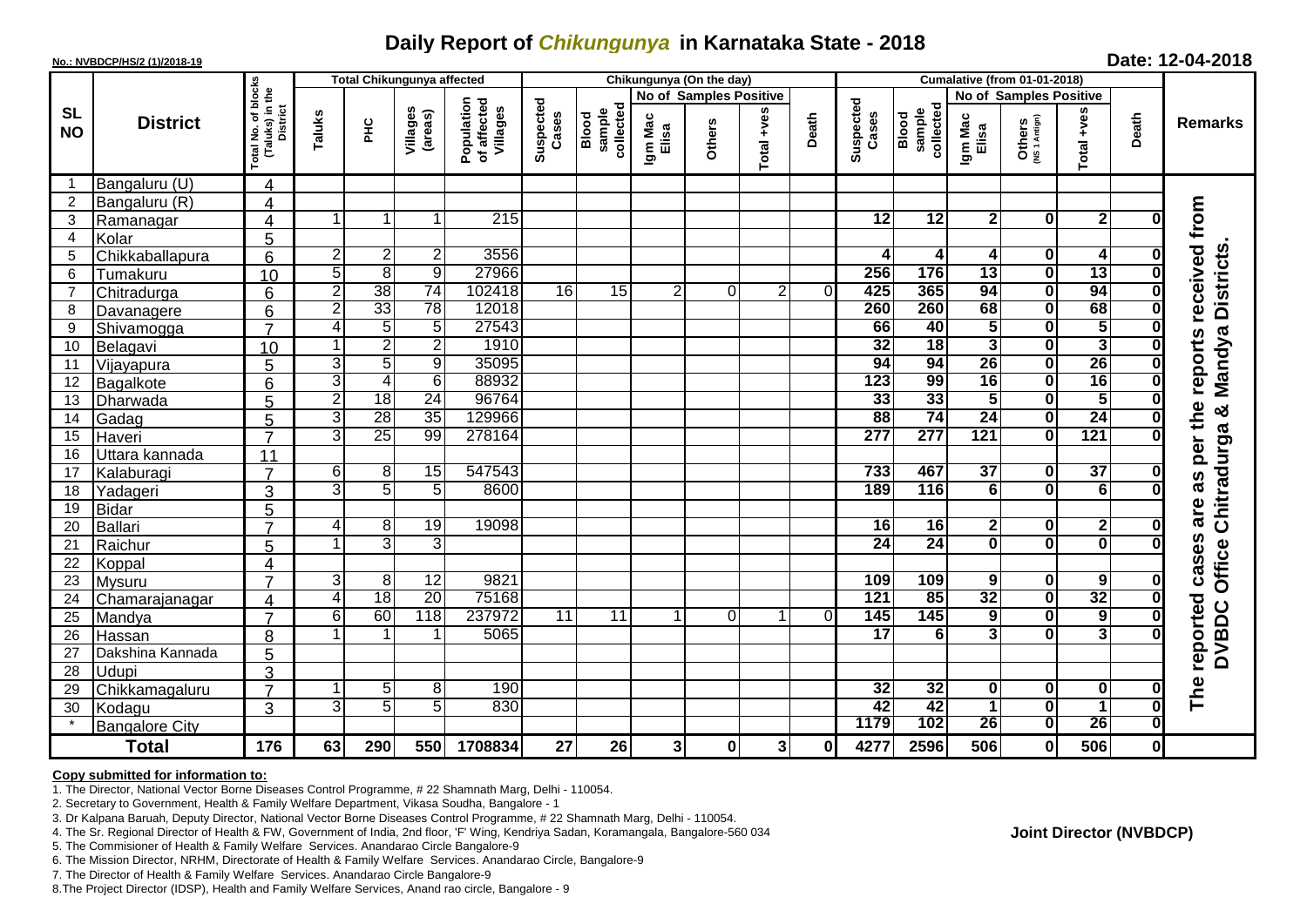# Daily Report of *Chikungunya* in Karnataka State - 2018

**No.: NVBDCP/HS/2 (1)/2018-19**

**Date: 12-04-2018**

| SL NO | District | Total No. of blocks (Taluks) in the District | Total Chikungunya affected | | | | Chikungunya (On the day) | | | | | | | Cumalative (from 01-01-2018) | | | | | | | Remarks |
|---|---|---|---|---|---|---|---|---|---|---|---|---|---|---|---|---|---|---|---|---|---|
| | | | Taluks | PHC | Villages (areas) | Population of affected Villages | Suspected Cases | Blood sample collected | No of Samples Positive | | | Death | Suspected Cases | Blood sample collected | No of Samples Positive | | | Death | |
| | | | | | | | | | Igm Mac Elisa | Others | Total +ves | | | | Igm Mac Elisa | Others (NS 1 Antign) | Total +ves | | |
| 1 | Bangaluru (U) | 4 | | | | | | | | | | | | | | | | | The reported cases are as per the reports received from DVBDC Office Chitradurga & Mandya Districts. |
| 2 | Bangaluru (R) | 4 | | | | | | | | | | | | | | | | | |
| 3 | Ramanagar | 4 | 1 | 1 | 1 | 215 | | | | | | | 12 | 12 | 2 | 0 | 2 | 0 | |
| 4 | Kolar | 5 | | | | | | | | | | | | | | | | | |
| 5 | Chikkaballapura | 6 | 2 | 2 | 2 | 3556 | | | | | | | 4 | 4 | 4 | 0 | 4 | 0 | |
| 6 | Tumakuru | 10 | 5 | 8 | 9 | 27966 | | | | | | | 256 | 176 | 13 | 0 | 13 | 0 | |
| 7 | Chitradurga | 6 | 2 | 38 | 74 | 102418 | 16 | 15 | 2 | 0 | 2 | 0 | 425 | 365 | 94 | 0 | 94 | 0 | |
| 8 | Davanagere | 6 | 2 | 33 | 78 | 12018 | | | | | | | 260 | 260 | 68 | 0 | 68 | 0 | |
| 9 | Shivamogga | 7 | 4 | 5 | 5 | 27543 | | | | | | | 66 | 40 | 5 | 0 | 5 | 0 | |
| 10 | Belagavi | 10 | 1 | 2 | 2 | 1910 | | | | | | | 32 | 18 | 3 | 0 | 3 | 0 | |
| 11 | Vijayapura | 5 | 3 | 5 | 9 | 35095 | | | | | | | 94 | 94 | 26 | 0 | 26 | 0 | |
| 12 | Bagalkote | 6 | 3 | 4 | 6 | 88932 | | | | | | | 123 | 99 | 16 | 0 | 16 | 0 | |
| 13 | Dharwada | 5 | 2 | 18 | 24 | 96764 | | | | | | | 33 | 33 | 5 | 0 | 5 | 0 | |
| 14 | Gadag | 5 | 3 | 28 | 35 | 129966 | | | | | | | 88 | 74 | 24 | 0 | 24 | 0 | |
| 15 | Haveri | 7 | 3 | 25 | 99 | 278164 | | | | | | | 277 | 277 | 121 | 0 | 121 | 0 | |
| 16 | Uttara kannada | 11 | | | | | | | | | | | | | | | | | |
| 17 | Kalaburagi | 7 | 6 | 8 | 15 | 547543 | | | | | | | 733 | 467 | 37 | 0 | 37 | 0 | |
| 18 | Yadageri | 3 | 3 | 5 | 5 | 8600 | | | | | | | 189 | 116 | 6 | 0 | 6 | 0 | |
| 19 | Bidar | 5 | | | | | | | | | | | | | | | | | |
| 20 | Ballari | 7 | 4 | 8 | 19 | 19098 | | | | | | | 16 | 16 | 2 | 0 | 2 | 0 | |
| 21 | Raichur | 5 | 1 | 3 | 3 | | | | | | | | 24 | 24 | 0 | 0 | 0 | 0 | |
| 22 | Koppal | 4 | | | | | | | | | | | | | | | | | |
| 23 | Mysuru | 7 | 3 | 8 | 12 | 9821 | | | | | | | 109 | 109 | 9 | 0 | 9 | 0 | |
| 24 | Chamarajanagar | 4 | 4 | 18 | 20 | 75168 | | | | | | | 121 | 85 | 32 | 0 | 32 | 0 | |
| 25 | Mandya | 7 | 6 | 60 | 118 | 237972 | 11 | 11 | 1 | 0 | 1 | 0 | 145 | 145 | 9 | 0 | 9 | 0 | |
| 26 | Hassan | 8 | 1 | 1 | 1 | 5065 | | | | | | | 17 | 6 | 3 | 0 | 3 | 0 | |
| 27 | Dakshina Kannada | 5 | | | | | | | | | | | | | | | | | |
| 28 | Udupi | 3 | | | | | | | | | | | | | | | | | |
| 29 | Chikkamagaluru | 7 | 1 | 5 | 8 | 190 | | | | | | | 32 | 32 | 0 | 0 | 0 | 0 | |
| 30 | Kodagu | 3 | 3 | 5 | 5 | 830 | | | | | | | 42 | 42 | 1 | 0 | 1 | 0 | |
| * | Bangalore City | | | | | | | | | | | | 1179 | 102 | 26 | 0 | 26 | 0 | |
| | **Total** | **176** | **63** | **290** | **550** | **1708834** | **27** | **26** | **3** | **0** | **3** | **0** | **4277** | **2596** | **506** | **0** | **506** | **0** | |

**Copy submitted for information to:**

1. The Director, National Vector Borne Diseases Control Programme, # 22 Shamnath Marg, Delhi - 110054.
2. Secretary to Government, Health & Family Welfare Department, Vikasa Soudha, Bangalore - 1
3. Dr Kalpana Baruah, Deputy Director, National Vector Borne Diseases Control Programme, # 22 Shamnath Marg, Delhi - 110054.
4. The Sr. Regional Director of Health & FW, Government of India, 2nd floor, 'F' Wing, Kendriya Sadan, Koramangala, Bangalore-560 034
5. The Commisioner of Health & Family Welfare Services. Anandarao Circle Bangalore-9
6. The Mission Director, NRHM, Directorate of Health & Family Welfare Services. Anandarao Circle, Bangalore-9
7. The Director of Health & Family Welfare Services. Anandarao Circle Bangalore-9
8. The Project Director (IDSP), Health and Family Welfare Services, Anand rao circle, Bangalore - 9

**Joint Director (NVBDCP)**